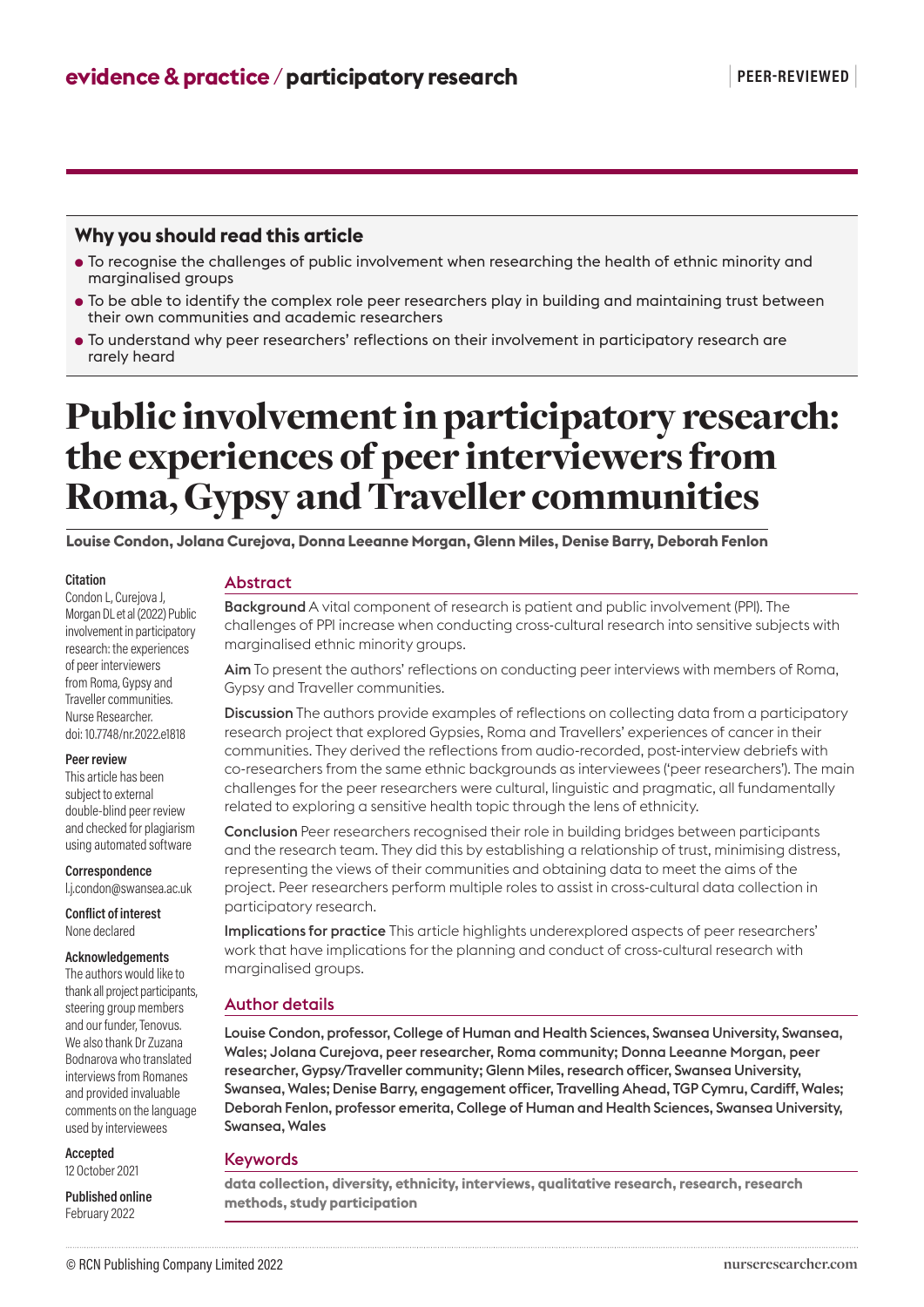evidence & practice / participatory research

PEER-REVIEWED

## Why you should read this article

- To recognise the challenges of public involvement when researching the health of ethnic minority and marginalised groups
- To be able to identify the complex role peer researchers play in building and maintaining trust between their own communities and academic researchers
- To understand why peer researchers' reflections on their involvement in participatory research are rarely heard

# Public involvement in participatory research: the experiences of peer interviewers from Roma, Gypsy and Traveller communities

**Louise Condon, Jolana Curejova, Donna Leeanne Morgan, Glenn Miles, Denise Barry, Deborah Fenlon**

**Citation**
Condon L, Curejova J, Morgan DL et al (2022) Public involvement in participatory research: the experiences of peer interviewers from Roma, Gypsy and Traveller communities. Nurse Researcher. doi: 10.7748/nr.2022.e1818

**Peer review**
This article has been subject to external double-blind peer review and checked for plagiarism using automated software

**Correspondence**
l.j.condon@swansea.ac.uk

**Conflict of interest**
None declared

**Acknowledgements**
The authors would like to thank all project participants, steering group members and our funder, Tenovus. We also thank Dr Zuzana Bodnarova who translated interviews from Romanes and provided invaluable comments on the language used by interviewees

**Accepted**
12 October 2021

**Published online**
February 2022

## Abstract

**Background** A vital component of research is patient and public involvement (PPI). The challenges of PPI increase when conducting cross-cultural research into sensitive subjects with marginalised ethnic minority groups.

**Aim** To present the authors' reflections on conducting peer interviews with members of Roma, Gypsy and Traveller communities.

**Discussion** The authors provide examples of reflections on collecting data from a participatory research project that explored Gypsies, Roma and Travellers' experiences of cancer in their communities. They derived the reflections from audio-recorded, post-interview debriefs with co-researchers from the same ethnic backgrounds as interviewees ('peer researchers'). The main challenges for the peer researchers were cultural, linguistic and pragmatic, all fundamentally related to exploring a sensitive health topic through the lens of ethnicity.

**Conclusion** Peer researchers recognised their role in building bridges between participants and the research team. They did this by establishing a relationship of trust, minimising distress, representing the views of their communities and obtaining data to meet the aims of the project. Peer researchers perform multiple roles to assist in cross-cultural data collection in participatory research.

**Implications for practice** This article highlights underexplored aspects of peer researchers' work that have implications for the planning and conduct of cross-cultural research with marginalised groups.

## Author details

**Louise Condon, professor, College of Human and Health Sciences, Swansea University, Swansea, Wales; Jolana Curejova, peer researcher, Roma community; Donna Leeanne Morgan, peer researcher, Gypsy/Traveller community; Glenn Miles, research officer, Swansea University, Swansea, Wales; Denise Barry, engagement officer, Travelling Ahead, TGP Cymru, Cardiff, Wales; Deborah Fenlon, professor emerita, College of Human and Health Sciences, Swansea University, Swansea, Wales**

## Keywords

**data collection, diversity, ethnicity, interviews, qualitative research, research, research methods, study participation**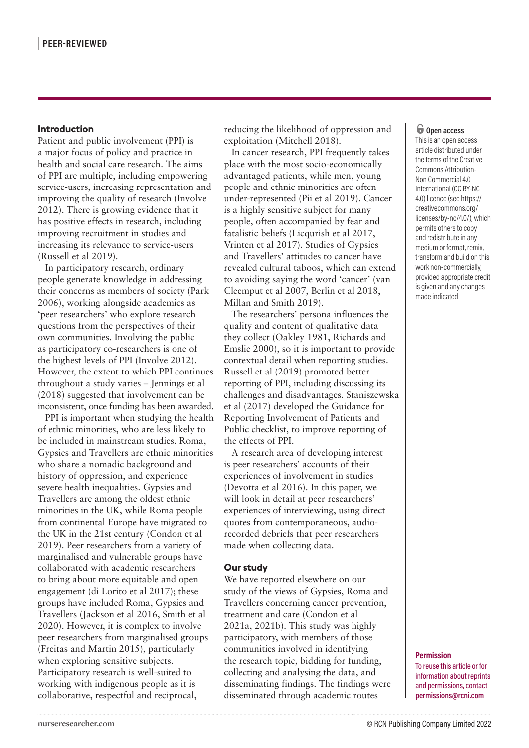## Introduction

Patient and public involvement (PPI) is a major focus of policy and practice in health and social care research. The aims of PPI are multiple, including empowering service-users, increasing representation and improving the quality of research (Involve 2012). There is growing evidence that it has positive effects in research, including improving recruitment in studies and increasing its relevance to service-users (Russell et al 2019).

In participatory research, ordinary people generate knowledge in addressing their concerns as members of society (Park 2006), working alongside academics as 'peer researchers' who explore research questions from the perspectives of their own communities. Involving the public as participatory co-researchers is one of the highest levels of PPI (Involve 2012). However, the extent to which PPI continues throughout a study varies – Jennings et al (2018) suggested that involvement can be inconsistent, once funding has been awarded.

PPI is important when studying the health of ethnic minorities, who are less likely to be included in mainstream studies. Roma, Gypsies and Travellers are ethnic minorities who share a nomadic background and history of oppression, and experience severe health inequalities. Gypsies and Travellers are among the oldest ethnic minorities in the UK, while Roma people from continental Europe have migrated to the UK in the 21st century (Condon et al 2019). Peer researchers from a variety of marginalised and vulnerable groups have collaborated with academic researchers to bring about more equitable and open engagement (di Lorito et al 2017); these groups have included Roma, Gypsies and Travellers (Jackson et al 2016, Smith et al 2020). However, it is complex to involve peer researchers from marginalised groups (Freitas and Martin 2015), particularly when exploring sensitive subjects. Participatory research is well-suited to working with indigenous people as it is collaborative, respectful and reciprocal, reducing the likelihood of oppression and exploitation (Mitchell 2018).

In cancer research, PPI frequently takes place with the most socio-economically advantaged patients, while men, young people and ethnic minorities are often under-represented (Pii et al 2019). Cancer is a highly sensitive subject for many people, often accompanied by fear and fatalistic beliefs (Licqurish et al 2017, Vrinten et al 2017). Studies of Gypsies and Travellers' attitudes to cancer have revealed cultural taboos, which can extend to avoiding saying the word 'cancer' (van Cleemput et al 2007, Berlin et al 2018, Millan and Smith 2019).

The researchers' persona influences the quality and content of qualitative data they collect (Oakley 1981, Richards and Emslie 2000), so it is important to provide contextual detail when reporting studies. Russell et al (2019) promoted better reporting of PPI, including discussing its challenges and disadvantages. Staniszewska et al (2017) developed the Guidance for Reporting Involvement of Patients and Public checklist, to improve reporting of the effects of PPI.

A research area of developing interest is peer researchers' accounts of their experiences of involvement in studies (Devotta et al 2016). In this paper, we will look in detail at peer researchers' experiences of interviewing, using direct quotes from contemporaneous, audio-recorded debriefs that peer researchers made when collecting data.

## Our study

We have reported elsewhere on our study of the views of Gypsies, Roma and Travellers concerning cancer prevention, treatment and care (Condon et al 2021a, 2021b). This study was highly participatory, with members of those communities involved in identifying the research topic, bidding for funding, collecting and analysing the data, and disseminating findings. The findings were disseminated through academic routes

**Open access**
This is an open access article distributed under the terms of the Creative Commons Attribution-Non Commercial 4.0 International (CC BY-NC 4.0) licence (see https://creativecommons.org/licenses/by-nc/4.0/), which permits others to copy and redistribute in any medium or format, remix, transform and build on this work non-commercially, provided appropriate credit is given and any changes made indicated

**Permission**
To reuse this article or for information about reprints and permissions, contact **permissions@rcni.com**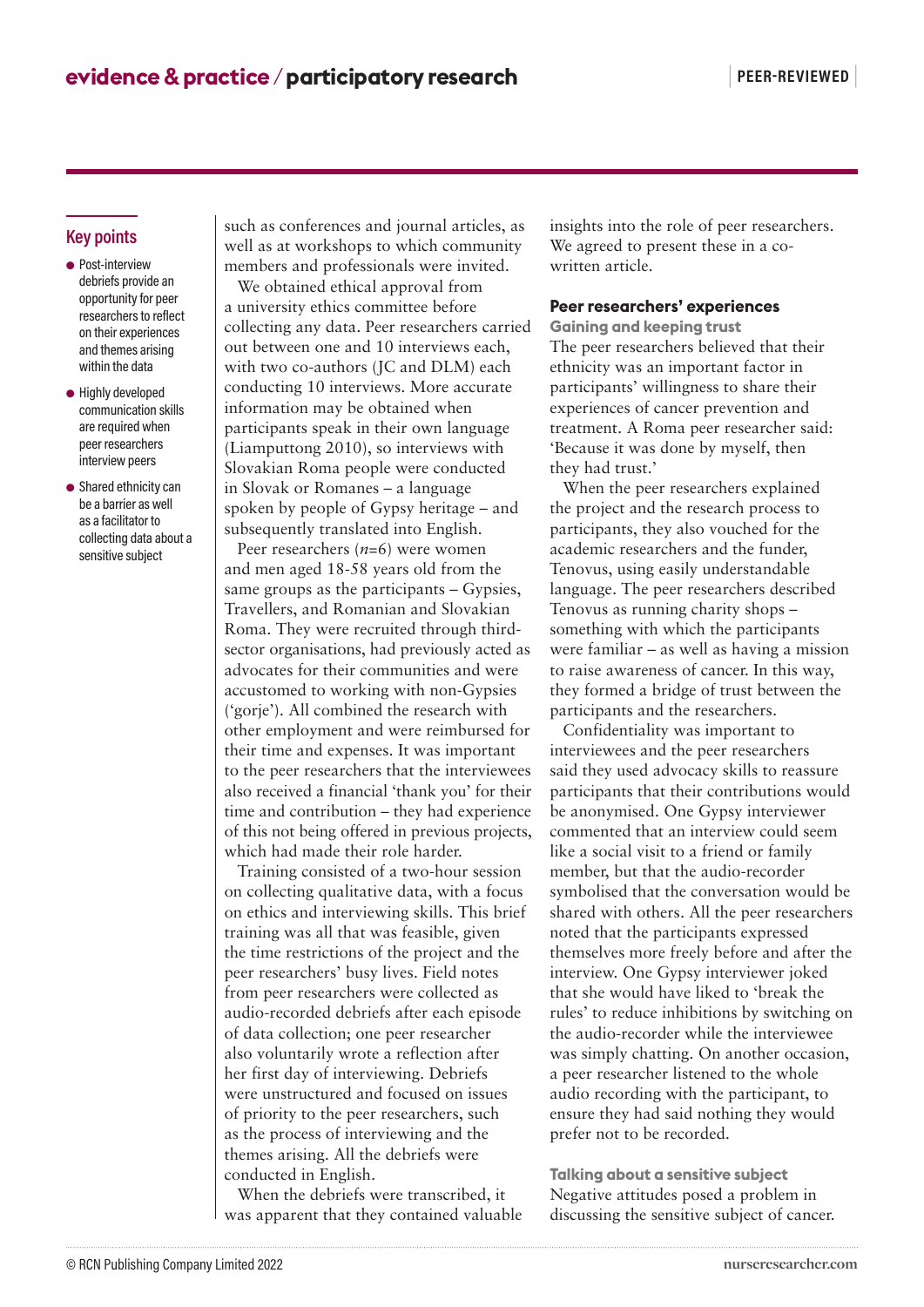## Key points

- Post-interview debriefs provide an opportunity for peer researchers to reflect on their experiences and themes arising within the data
- Highly developed communication skills are required when peer researchers interview peers
- Shared ethnicity can be a barrier as well as a facilitator to collecting data about a sensitive subject

such as conferences and journal articles, as well as at workshops to which community members and professionals were invited.

We obtained ethical approval from a university ethics committee before collecting any data. Peer researchers carried out between one and 10 interviews each, with two co-authors (JC and DLM) each conducting 10 interviews. More accurate information may be obtained when participants speak in their own language (Liamputtong 2010), so interviews with Slovakian Roma people were conducted in Slovak or Romanes – a language spoken by people of Gypsy heritage – and subsequently translated into English.

Peer researchers (*n*=6) were women and men aged 18-58 years old from the same groups as the participants – Gypsies, Travellers, and Romanian and Slovakian Roma. They were recruited through third-sector organisations, had previously acted as advocates for their communities and were accustomed to working with non-Gypsies ('gorje'). All combined the research with other employment and were reimbursed for their time and expenses. It was important to the peer researchers that the interviewees also received a financial 'thank you' for their time and contribution – they had experience of this not being offered in previous projects, which had made their role harder.

Training consisted of a two-hour session on collecting qualitative data, with a focus on ethics and interviewing skills. This brief training was all that was feasible, given the time restrictions of the project and the peer researchers' busy lives. Field notes from peer researchers were collected as audio-recorded debriefs after each episode of data collection; one peer researcher also voluntarily wrote a reflection after her first day of interviewing. Debriefs were unstructured and focused on issues of priority to the peer researchers, such as the process of interviewing and the themes arising. All the debriefs were conducted in English.

When the debriefs were transcribed, it was apparent that they contained valuable insights into the role of peer researchers. We agreed to present these in a co-written article.

## Peer researchers' experiences

### Gaining and keeping trust

The peer researchers believed that their ethnicity was an important factor in participants' willingness to share their experiences of cancer prevention and treatment. A Roma peer researcher said: 'Because it was done by myself, then they had trust.'

When the peer researchers explained the project and the research process to participants, they also vouched for the academic researchers and the funder, Tenovus, using easily understandable language. The peer researchers described Tenovus as running charity shops – something with which the participants were familiar – as well as having a mission to raise awareness of cancer. In this way, they formed a bridge of trust between the participants and the researchers.

Confidentiality was important to interviewees and the peer researchers said they used advocacy skills to reassure participants that their contributions would be anonymised. One Gypsy interviewer commented that an interview could seem like a social visit to a friend or family member, but that the audio-recorder symbolised that the conversation would be shared with others. All the peer researchers noted that the participants expressed themselves more freely before and after the interview. One Gypsy interviewer joked that she would have liked to 'break the rules' to reduce inhibitions by switching on the audio-recorder while the interviewee was simply chatting. On another occasion, a peer researcher listened to the whole audio recording with the participant, to ensure they had said nothing they would prefer not to be recorded.

### Talking about a sensitive subject

Negative attitudes posed a problem in discussing the sensitive subject of cancer.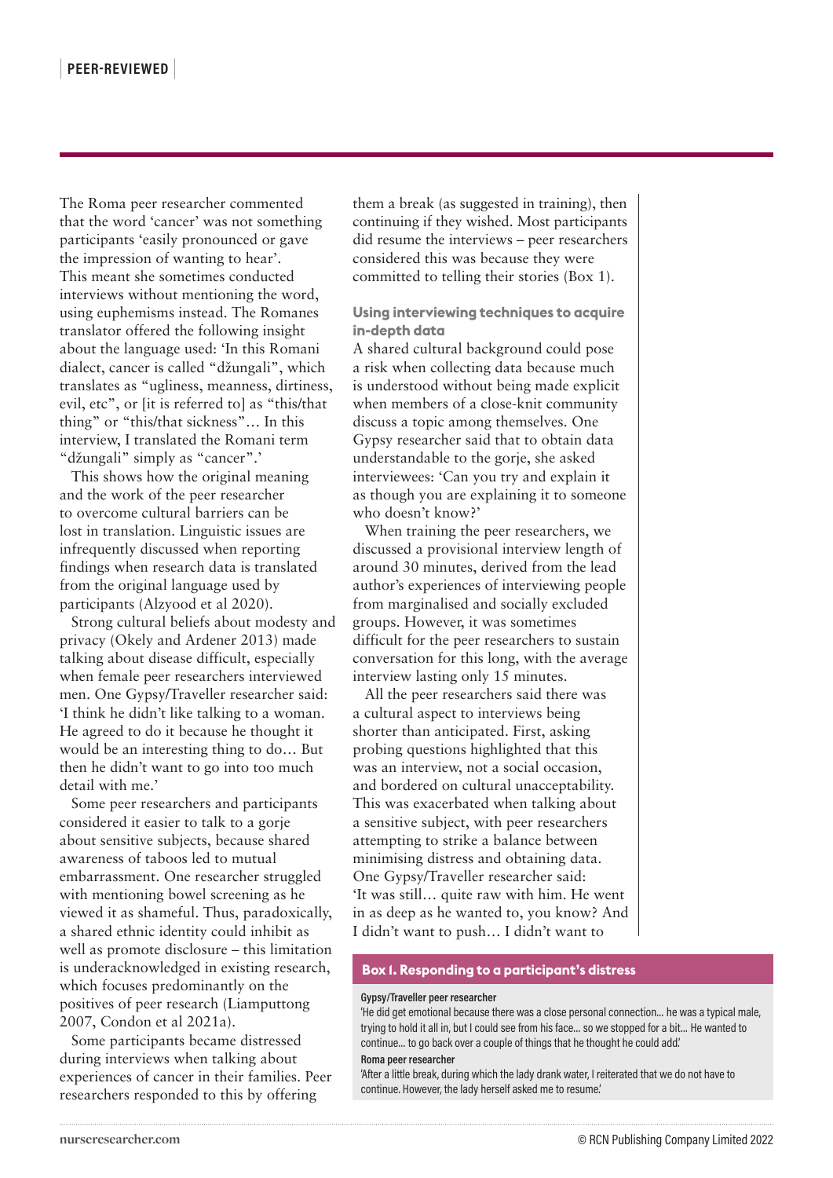The Roma peer researcher commented that the word 'cancer' was not something participants 'easily pronounced or gave the impression of wanting to hear'. This meant she sometimes conducted interviews without mentioning the word, using euphemisms instead. The Romanes translator offered the following insight about the language used: 'In this Romani dialect, cancer is called "džungali", which translates as "ugliness, meanness, dirtiness, evil, etc", or [it is referred to] as "this/that thing" or "this/that sickness"… In this interview, I translated the Romani term "džungali" simply as "cancer".'

This shows how the original meaning and the work of the peer researcher to overcome cultural barriers can be lost in translation. Linguistic issues are infrequently discussed when reporting findings when research data is translated from the original language used by participants (Alzyood et al 2020).

Strong cultural beliefs about modesty and privacy (Okely and Ardener 2013) made talking about disease difficult, especially when female peer researchers interviewed men. One Gypsy/Traveller researcher said: 'I think he didn't like talking to a woman. He agreed to do it because he thought it would be an interesting thing to do… But then he didn't want to go into too much detail with me.'

Some peer researchers and participants considered it easier to talk to a gorje about sensitive subjects, because shared awareness of taboos led to mutual embarrassment. One researcher struggled with mentioning bowel screening as he viewed it as shameful. Thus, paradoxically, a shared ethnic identity could inhibit as well as promote disclosure – this limitation is underacknowledged in existing research, which focuses predominantly on the positives of peer research (Liamputtong 2007, Condon et al 2021a).

Some participants became distressed during interviews when talking about experiences of cancer in their families. Peer researchers responded to this by offering them a break (as suggested in training), then continuing if they wished. Most participants did resume the interviews – peer researchers considered this was because they were committed to telling their stories (Box 1).

### Using interviewing techniques to acquire in-depth data

A shared cultural background could pose a risk when collecting data because much is understood without being made explicit when members of a close-knit community discuss a topic among themselves. One Gypsy researcher said that to obtain data understandable to the gorje, she asked interviewees: 'Can you try and explain it as though you are explaining it to someone who doesn't know?'

When training the peer researchers, we discussed a provisional interview length of around 30 minutes, derived from the lead author's experiences of interviewing people from marginalised and socially excluded groups. However, it was sometimes difficult for the peer researchers to sustain conversation for this long, with the average interview lasting only 15 minutes.

All the peer researchers said there was a cultural aspect to interviews being shorter than anticipated. First, asking probing questions highlighted that this was an interview, not a social occasion, and bordered on cultural unacceptability. This was exacerbated when talking about a sensitive subject, with peer researchers attempting to strike a balance between minimising distress and obtaining data. One Gypsy/Traveller researcher said: 'It was still… quite raw with him. He went in as deep as he wanted to, you know? And I didn't want to push… I didn't want to

**Box 1. Responding to a participant's distress**

**Gypsy/Traveller peer researcher**

'He did get emotional because there was a close personal connection… he was a typical male, trying to hold it all in, but I could see from his face… so we stopped for a bit… He wanted to continue… to go back over a couple of things that he thought he could add.'

**Roma peer researcher**

'After a little break, during which the lady drank water, I reiterated that we do not have to continue. However, the lady herself asked me to resume.'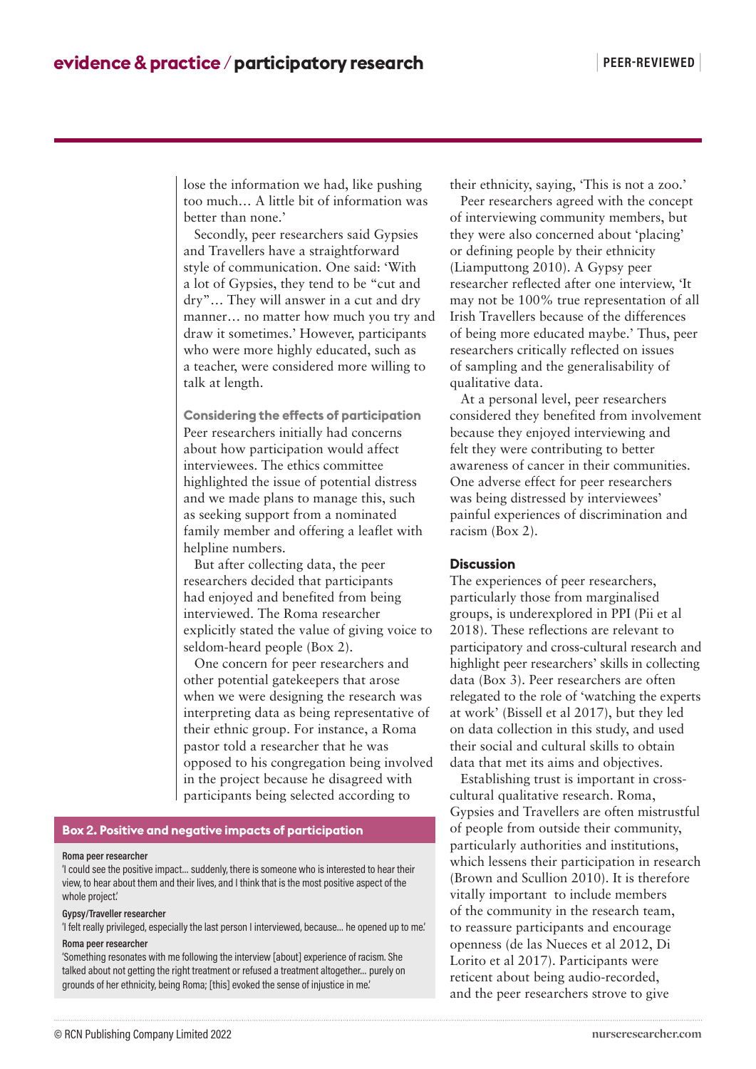lose the information we had, like pushing too much… A little bit of information was better than none.'

Secondly, peer researchers said Gypsies and Travellers have a straightforward style of communication. One said: 'With a lot of Gypsies, they tend to be "cut and dry"… They will answer in a cut and dry manner… no matter how much you try and draw it sometimes.' However, participants who were more highly educated, such as a teacher, were considered more willing to talk at length.

### Considering the effects of participation

Peer researchers initially had concerns about how participation would affect interviewees. The ethics committee highlighted the issue of potential distress and we made plans to manage this, such as seeking support from a nominated family member and offering a leaflet with helpline numbers.

But after collecting data, the peer researchers decided that participants had enjoyed and benefited from being interviewed. The Roma researcher explicitly stated the value of giving voice to seldom-heard people (Box 2).

One concern for peer researchers and other potential gatekeepers that arose when we were designing the research was interpreting data as being representative of their ethnic group. For instance, a Roma pastor told a researcher that he was opposed to his congregation being involved in the project because he disagreed with participants being selected according to their ethnicity, saying, 'This is not a zoo.'

Peer researchers agreed with the concept of interviewing community members, but they were also concerned about 'placing' or defining people by their ethnicity (Liamputtong 2010). A Gypsy peer researcher reflected after one interview, 'It may not be 100% true representation of all Irish Travellers because of the differences of being more educated maybe.' Thus, peer researchers critically reflected on issues of sampling and the generalisability of qualitative data.

At a personal level, peer researchers considered they benefited from involvement because they enjoyed interviewing and felt they were contributing to better awareness of cancer in their communities. One adverse effect for peer researchers was being distressed by interviewees' painful experiences of discrimination and racism (Box 2).

**Box 2. Positive and negative impacts of participation**

**Roma peer researcher**
'I could see the positive impact… suddenly, there is someone who is interested to hear their view, to hear about them and their lives, and I think that is the most positive aspect of the whole project.'

**Gypsy/Traveller researcher**
'I felt really privileged, especially the last person I interviewed, because… he opened up to me.'

**Roma peer researcher**
'Something resonates with me following the interview [about] experience of racism. She talked about not getting the right treatment or refused a treatment altogether… purely on grounds of her ethnicity, being Roma; [this] evoked the sense of injustice in me.'

## Discussion

The experiences of peer researchers, particularly those from marginalised groups, is underexplored in PPI (Pii et al 2018). These reflections are relevant to participatory and cross-cultural research and highlight peer researchers' skills in collecting data (Box 3). Peer researchers are often relegated to the role of 'watching the experts at work' (Bissell et al 2017), but they led on data collection in this study, and used their social and cultural skills to obtain data that met its aims and objectives.

Establishing trust is important in cross-cultural qualitative research. Roma, Gypsies and Travellers are often mistrustful of people from outside their community, particularly authorities and institutions, which lessens their participation in research (Brown and Scullion 2010). It is therefore vitally important to include members of the community in the research team, to reassure participants and encourage openness (de las Nueces et al 2012, Di Lorito et al 2017). Participants were reticent about being audio-recorded, and the peer researchers strove to give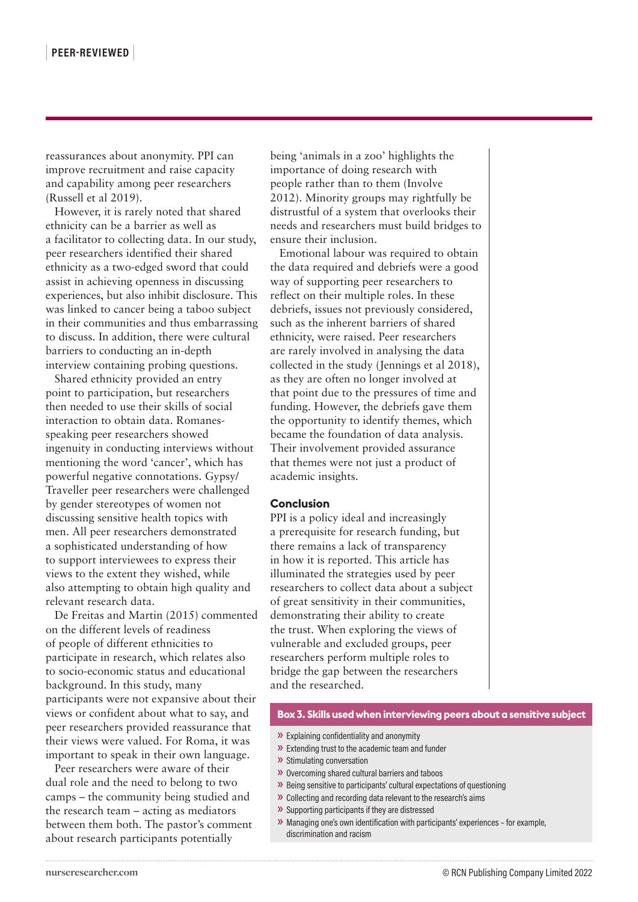reassurances about anonymity. PPI can improve recruitment and raise capacity and capability among peer researchers (Russell et al 2019).

However, it is rarely noted that shared ethnicity can be a barrier as well as a facilitator to collecting data. In our study, peer researchers identified their shared ethnicity as a two-edged sword that could assist in achieving openness in discussing experiences, but also inhibit disclosure. This was linked to cancer being a taboo subject in their communities and thus embarrassing to discuss. In addition, there were cultural barriers to conducting an in-depth interview containing probing questions.

Shared ethnicity provided an entry point to participation, but researchers then needed to use their skills of social interaction to obtain data. Romanes-speaking peer researchers showed ingenuity in conducting interviews without mentioning the word 'cancer', which has powerful negative connotations. Gypsy/Traveller peer researchers were challenged by gender stereotypes of women not discussing sensitive health topics with men. All peer researchers demonstrated a sophisticated understanding of how to support interviewees to express their views to the extent they wished, while also attempting to obtain high quality and relevant research data.

De Freitas and Martin (2015) commented on the different levels of readiness of people of different ethnicities to participate in research, which relates also to socio-economic status and educational background. In this study, many participants were not expansive about their views or confident about what to say, and peer researchers provided reassurance that their views were valued. For Roma, it was important to speak in their own language.

Peer researchers were aware of their dual role and the need to belong to two camps – the community being studied and the research team – acting as mediators between them both. The pastor's comment about research participants potentially being 'animals in a zoo' highlights the importance of doing research with people rather than to them (Involve 2012). Minority groups may rightfully be distrustful of a system that overlooks their needs and researchers must build bridges to ensure their inclusion.

Emotional labour was required to obtain the data required and debriefs were a good way of supporting peer researchers to reflect on their multiple roles. In these debriefs, issues not previously considered, such as the inherent barriers of shared ethnicity, were raised. Peer researchers are rarely involved in analysing the data collected in the study (Jennings et al 2018), as they are often no longer involved at that point due to the pressures of time and funding. However, the debriefs gave them the opportunity to identify themes, which became the foundation of data analysis. Their involvement provided assurance that themes were not just a product of academic insights.

## Conclusion

PPI is a policy ideal and increasingly a prerequisite for research funding, but there remains a lack of transparency in how it is reported. This article has illuminated the strategies used by peer researchers to collect data about a subject of great sensitivity in their communities, demonstrating their ability to create the trust. When exploring the views of vulnerable and excluded groups, peer researchers perform multiple roles to bridge the gap between the researchers and the researched.

**Box 3. Skills used when interviewing peers about a sensitive subject**

- Explaining confidentiality and anonymity
- Extending trust to the academic team and funder
- Stimulating conversation
- Overcoming shared cultural barriers and taboos
- Being sensitive to participants' cultural expectations of questioning
- Collecting and recording data relevant to the research's aims
- Supporting participants if they are distressed
- Managing one's own identification with participants' experiences – for example, discrimination and racism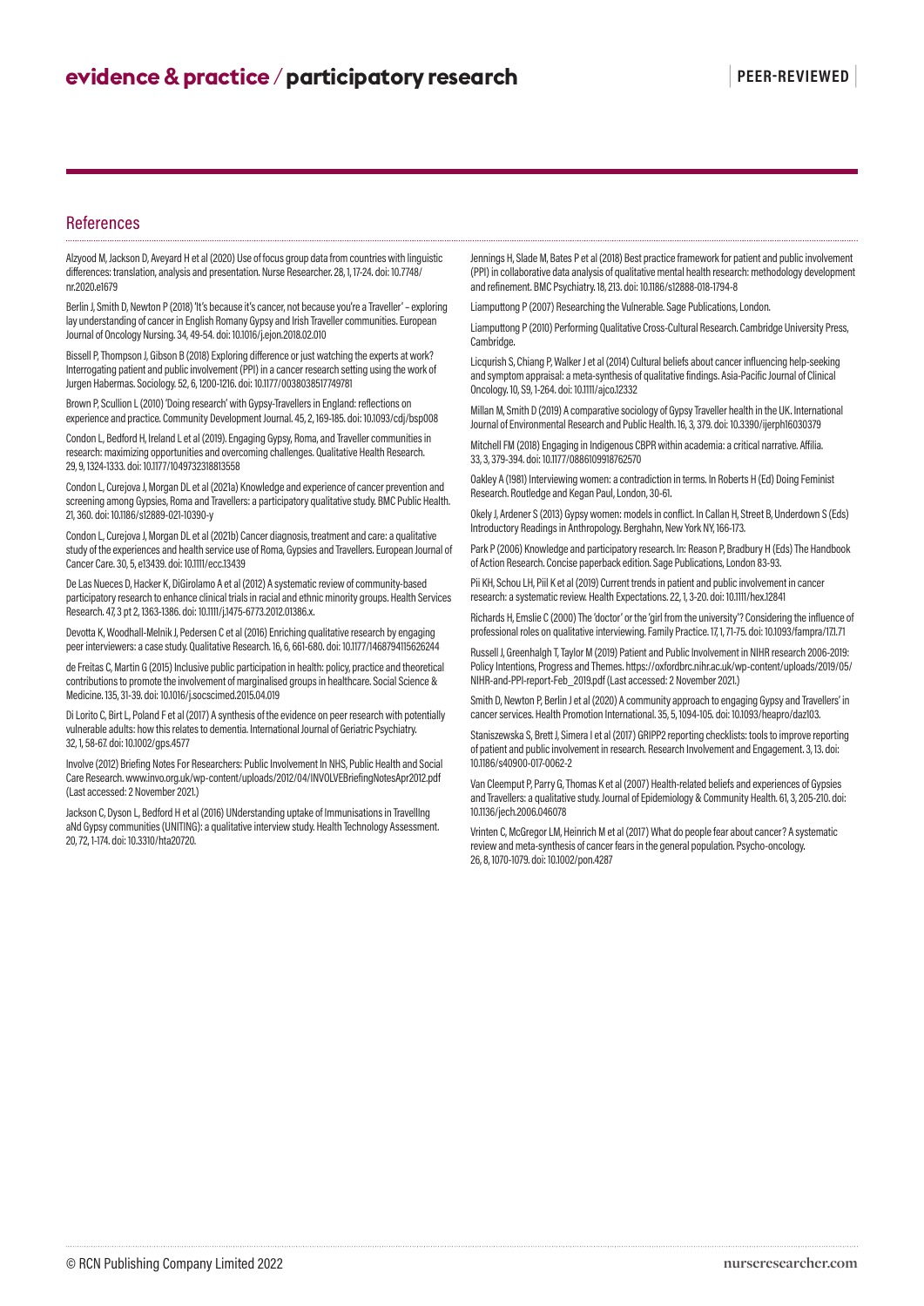## References

Alzyood M, Jackson D, Aveyard H et al (2020) Use of focus group data from countries with linguistic differences: translation, analysis and presentation. Nurse Researcher. 28, 1, 17-24. doi: 10.7748/nr.2020.e1679

Berlin J, Smith D, Newton P (2018) 'It's because it's cancer, not because you're a Traveller' – exploring lay understanding of cancer in English Romany Gypsy and Irish Traveller communities. European Journal of Oncology Nursing. 34, 49-54. doi: 10.1016/j.ejon.2018.02.010

Bissell P, Thompson J, Gibson B (2018) Exploring difference or just watching the experts at work? Interrogating patient and public involvement (PPI) in a cancer research setting using the work of Jurgen Habermas. Sociology. 52, 6, 1200-1216. doi: 10.1177/0038038517749781

Brown P, Scullion L (2010) 'Doing research' with Gypsy-Travellers in England: reflections on experience and practice. Community Development Journal. 45, 2, 169-185. doi: 10.1093/cdj/bsp008

Condon L, Bedford H, Ireland L et al (2019). Engaging Gypsy, Roma, and Traveller communities in research: maximizing opportunities and overcoming challenges. Qualitative Health Research. 29, 9, 1324-1333. doi: 10.1177/1049732318813558

Condon L, Curejova J, Morgan DL et al (2021a) Knowledge and experience of cancer prevention and screening among Gypsies, Roma and Travellers: a participatory qualitative study. BMC Public Health. 21, 360. doi: 10.1186/s12889-021-10390-y

Condon L, Curejova J, Morgan DL et al (2021b) Cancer diagnosis, treatment and care: a qualitative study of the experiences and health service use of Roma, Gypsies and Travellers. European Journal of Cancer Care. 30, 5, e13439. doi: 10.1111/ecc.13439

De Las Nueces D, Hacker K, DiGirolamo A et al (2012) A systematic review of community-based participatory research to enhance clinical trials in racial and ethnic minority groups. Health Services Research. 47, 3 pt 2, 1363-1386. doi: 10.1111/j.1475-6773.2012.01386.x.

Devotta K, Woodhall-Melnik J, Pedersen C et al (2016) Enriching qualitative research by engaging peer interviewers: a case study. Qualitative Research. 16, 6, 661-680. doi: 10.1177/1468794115626244

de Freitas C, Martin G (2015) Inclusive public participation in health: policy, practice and theoretical contributions to promote the involvement of marginalised groups in healthcare. Social Science & Medicine. 135, 31-39. doi: 10.1016/j.socscimed.2015.04.019

Di Lorito C, Birt L, Poland F et al (2017) A synthesis of the evidence on peer research with potentially vulnerable adults: how this relates to dementia. International Journal of Geriatric Psychiatry. 32, 1, 58-67. doi: 10.1002/gps.4577

Involve (2012) Briefing Notes For Researchers: Public Involvement In NHS, Public Health and Social Care Research. www.invo.org.uk/wp-content/uploads/2012/04/INVOLVEBriefingNotesApr2012.pdf (Last accessed: 2 November 2021.)

Jackson C, Dyson L, Bedford H et al (2016) UNderstanding uptake of Immunisations in TravellIng aNd Gypsy communities (UNITING): a qualitative interview study. Health Technology Assessment. 20, 72, 1-174. doi: 10.3310/hta20720.

Jennings H, Slade M, Bates P et al (2018) Best practice framework for patient and public involvement (PPI) in collaborative data analysis of qualitative mental health research: methodology development and refinement. BMC Psychiatry. 18, 213. doi: 10.1186/s12888-018-1794-8

Liamputtong P (2007) Researching the Vulnerable. Sage Publications, London.

Liamputtong P (2010) Performing Qualitative Cross-Cultural Research. Cambridge University Press, Cambridge.

Licqurish S, Chiang P, Walker J et al (2014) Cultural beliefs about cancer influencing help-seeking and symptom appraisal: a meta-synthesis of qualitative findings. Asia-Pacific Journal of Clinical Oncology. 10, S9, 1-264. doi: 10.1111/ajco.12332

Millan M, Smith D (2019) A comparative sociology of Gypsy Traveller health in the UK. International Journal of Environmental Research and Public Health. 16, 3, 379. doi: 10.3390/ijerph16030379

Mitchell FM (2018) Engaging in Indigenous CBPR within academia: a critical narrative. Affilia. 33, 3, 379-394. doi: 10.1177/0886109918762570

Oakley A (1981) Interviewing women: a contradiction in terms. In Roberts H (Ed) Doing Feminist Research. Routledge and Kegan Paul, London, 30-61.

Okely J, Ardener S (2013) Gypsy women: models in conflict. In Callan H, Street B, Underdown S (Eds) Introductory Readings in Anthropology. Berghahn, New York NY, 166-173.

Park P (2006) Knowledge and participatory research. In: Reason P, Bradbury H (Eds) The Handbook of Action Research. Concise paperback edition. Sage Publications, London 83-93.

Pii KH, Schou LH, Piil K et al (2019) Current trends in patient and public involvement in cancer research: a systematic review. Health Expectations. 22, 1, 3-20. doi: 10.1111/hex.12841

Richards H, Emslie C (2000) The 'doctor' or the 'girl from the university'? Considering the influence of professional roles on qualitative interviewing. Family Practice. 17, 1, 71-75. doi: 10.1093/fampra/17.1.71

Russell J, Greenhalgh T, Taylor M (2019) Patient and Public Involvement in NIHR research 2006-2019: Policy Intentions, Progress and Themes. https://oxfordbrc.nihr.ac.uk/wp-content/uploads/2019/05/NIHR-and-PPI-report-Feb_2019.pdf (Last accessed: 2 November 2021.)

Smith D, Newton P, Berlin J et al (2020) A community approach to engaging Gypsy and Travellers' in cancer services. Health Promotion International. 35, 5, 1094-105. doi: 10.1093/heapro/daz103.

Staniszewska S, Brett J, Simera I et al (2017) GRIPP2 reporting checklists: tools to improve reporting of patient and public involvement in research. Research Involvement and Engagement. 3, 13. doi: 10.1186/s40900-017-0062-2

Van Cleemput P, Parry G, Thomas K et al (2007) Health-related beliefs and experiences of Gypsies and Travellers: a qualitative study. Journal of Epidemiology & Community Health. 61, 3, 205-210. doi: 10.1136/jech.2006.046078

Vrinten C, McGregor LM, Heinrich M et al (2017) What do people fear about cancer? A systematic review and meta-synthesis of cancer fears in the general population. Psycho-oncology. 26, 8, 1070-1079. doi: 10.1002/pon.4287